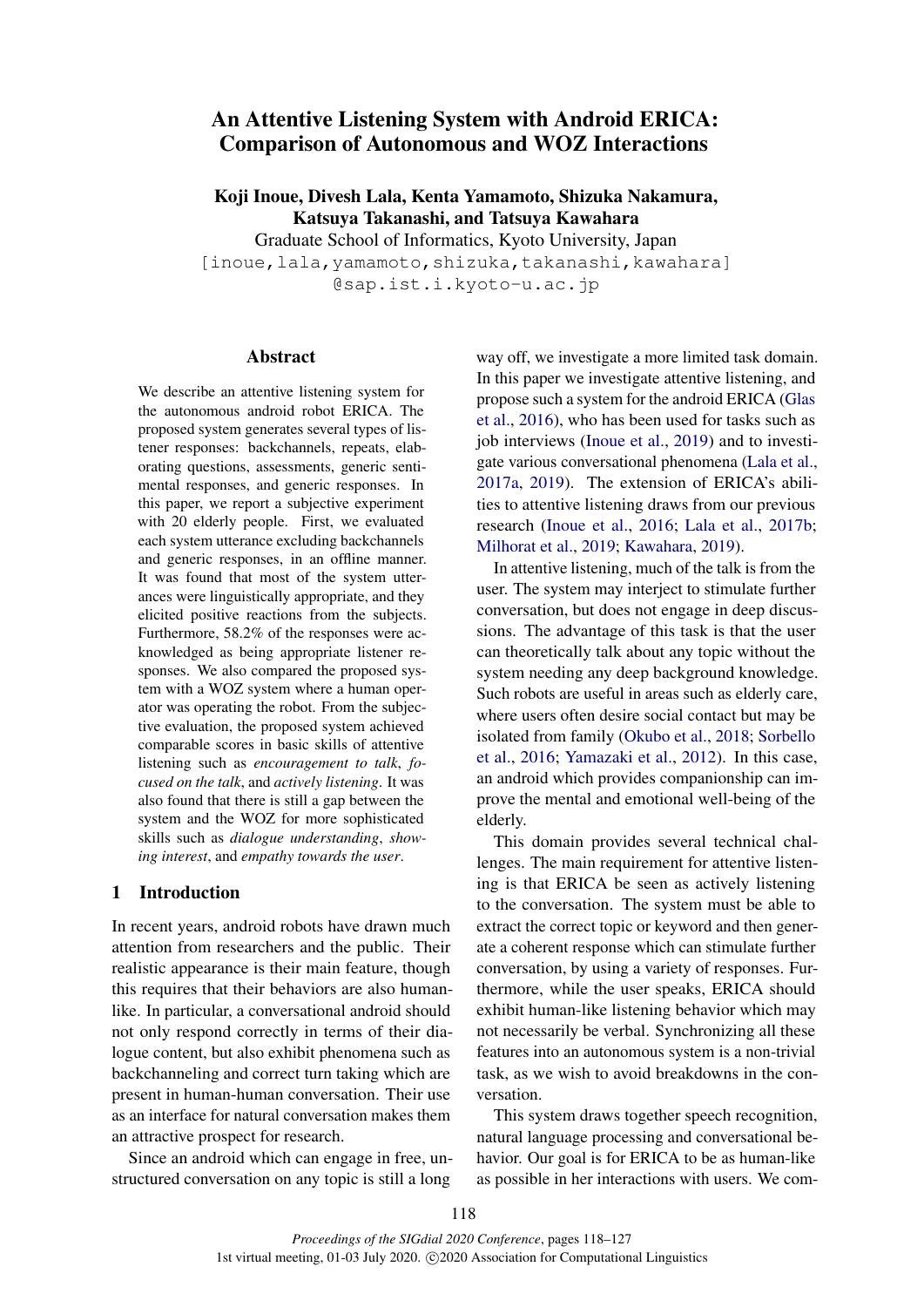# An Attentive Listening System with Android ERICA: Comparison of Autonomous and WOZ Interactions

**Koji Inoue, Divesh Lala, Kenta Yamamoto, Shizuka Nakamura, Katsuya Takanashi, and Tatsuya Kawahara**

Graduate School of Informatics, Kyoto University, Japan

[inoue,lala,yamamoto,shizuka,takanashi,kawahara]@sap.ist.i.kyoto-u.ac.jp

## Abstract

We describe an attentive listening system for the autonomous android robot ERICA. The proposed system generates several types of listener responses: backchannels, repeats, elaborating questions, assessments, generic sentimental responses, and generic responses. In this paper, we report a subjective experiment with 20 elderly people. First, we evaluated each system utterance excluding backchannels and generic responses, in an offline manner. It was found that most of the system utterances were linguistically appropriate, and they elicited positive reactions from the subjects. Furthermore, 58.2% of the responses were acknowledged as being appropriate listener responses. We also compared the proposed system with a WOZ system where a human operator was operating the robot. From the subjective evaluation, the proposed system achieved comparable scores in basic skills of attentive listening such as *encouragement to talk*, *focused on the talk*, and *actively listening*. It was also found that there is still a gap between the system and the WOZ for more sophisticated skills such as *dialogue understanding*, *showing interest*, and *empathy towards the user*.

## 1 Introduction

In recent years, android robots have drawn much attention from researchers and the public. Their realistic appearance is their main feature, though this requires that their behaviors are also human-like. In particular, a conversational android should not only respond correctly in terms of their dialogue content, but also exhibit phenomena such as backchanneling and correct turn taking which are present in human-human conversation. Their use as an interface for natural conversation makes them an attractive prospect for research.

Since an android which can engage in free, unstructured conversation on any topic is still a long way off, we investigate a more limited task domain. In this paper we investigate attentive listening, and propose such a system for the android ERICA (Glas et al., 2016), who has been used for tasks such as job interviews (Inoue et al., 2019) and to investigate various conversational phenomena (Lala et al., 2017a, 2019). The extension of ERICA's abilities to attentive listening draws from our previous research (Inoue et al., 2016; Lala et al., 2017b; Milhorat et al., 2019; Kawahara, 2019).

In attentive listening, much of the talk is from the user. The system may interject to stimulate further conversation, but does not engage in deep discussions. The advantage of this task is that the user can theoretically talk about any topic without the system needing any deep background knowledge. Such robots are useful in areas such as elderly care, where users often desire social contact but may be isolated from family (Okubo et al., 2018; Sorbello et al., 2016; Yamazaki et al., 2012). In this case, an android which provides companionship can improve the mental and emotional well-being of the elderly.

This domain provides several technical challenges. The main requirement for attentive listening is that ERICA be seen as actively listening to the conversation. The system must be able to extract the correct topic or keyword and then generate a coherent response which can stimulate further conversation, by using a variety of responses. Furthermore, while the user speaks, ERICA should exhibit human-like listening behavior which may not necessarily be verbal. Synchronizing all these features into an autonomous system is a non-trivial task, as we wish to avoid breakdowns in the conversation.

This system draws together speech recognition, natural language processing and conversational behavior. Our goal is for ERICA to be as human-like as possible in her interactions with users. We com-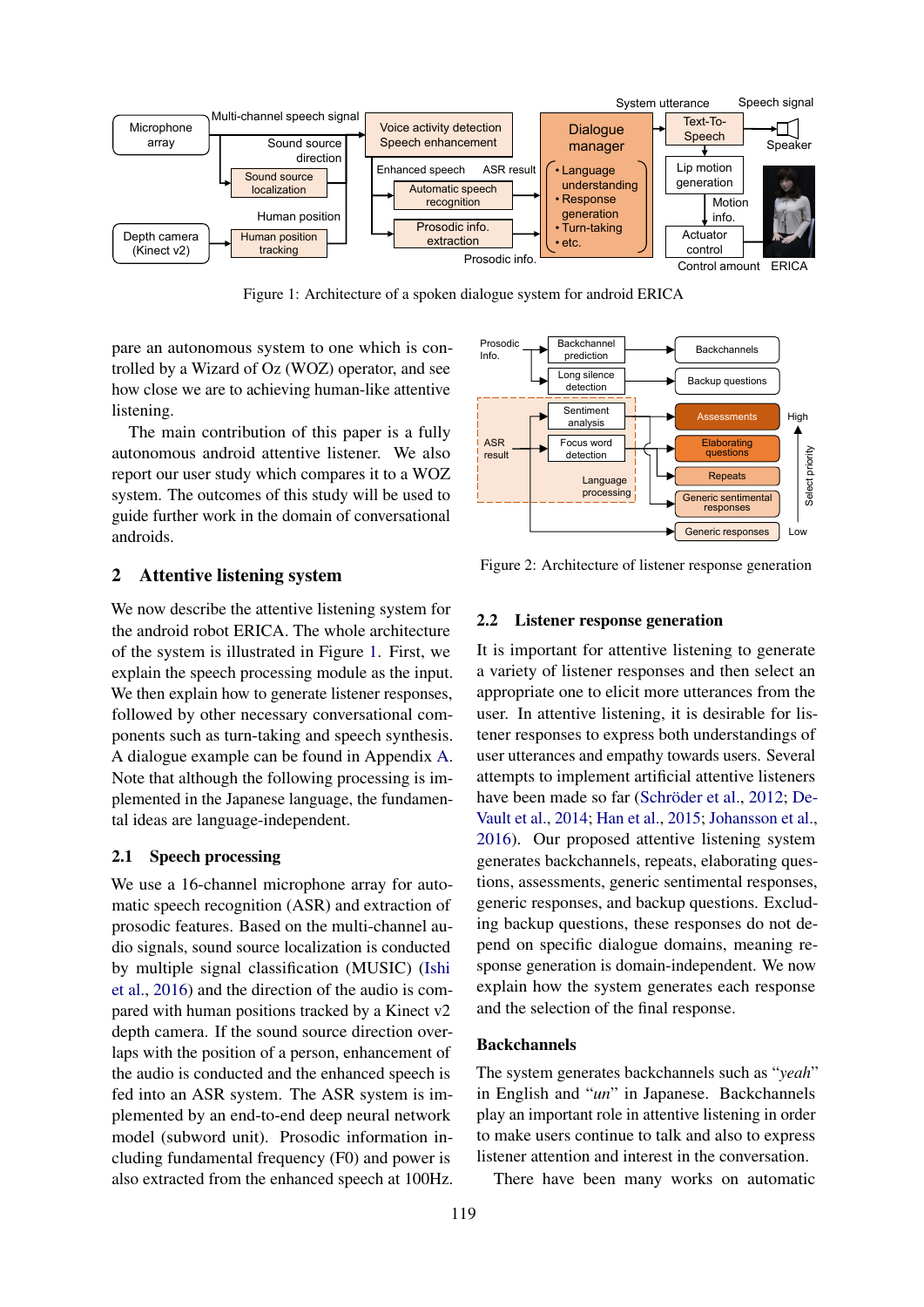Figure 1: Architecture of a spoken dialogue system for android ERICA

pare an autonomous system to one which is controlled by a Wizard of Oz (WOZ) operator, and see how close we are to achieving human-like attentive listening.

The main contribution of this paper is a fully autonomous android attentive listener. We also report our user study which compares it to a WOZ system. The outcomes of this study will be used to guide further work in the domain of conversational androids.

## 2 Attentive listening system

We now describe the attentive listening system for the android robot ERICA. The whole architecture of the system is illustrated in Figure 1. First, we explain the speech processing module as the input. We then explain how to generate listener responses, followed by other necessary conversational components such as turn-taking and speech synthesis. A dialogue example can be found in Appendix A. Note that although the following processing is implemented in the Japanese language, the fundamental ideas are language-independent.

### 2.1 Speech processing

We use a 16-channel microphone array for automatic speech recognition (ASR) and extraction of prosodic features. Based on the multi-channel audio signals, sound source localization is conducted by multiple signal classification (MUSIC) (Ishi et al., 2016) and the direction of the audio is compared with human positions tracked by a Kinect v2 depth camera. If the sound source direction overlaps with the position of a person, enhancement of the audio is conducted and the enhanced speech is fed into an ASR system. The ASR system is implemented by an end-to-end deep neural network model (subword unit). Prosodic information including fundamental frequency (F0) and power is also extracted from the enhanced speech at 100Hz.

Figure 2: Architecture of listener response generation

### 2.2 Listener response generation

It is important for attentive listening to generate a variety of listener responses and then select an appropriate one to elicit more utterances from the user. In attentive listening, it is desirable for listener responses to express both understandings of user utterances and empathy towards users. Several attempts to implement artificial attentive listeners have been made so far (Schröder et al., 2012; DeVault et al., 2014; Han et al., 2015; Johansson et al., 2016). Our proposed attentive listening system generates backchannels, repeats, elaborating questions, assessments, generic sentimental responses, generic responses, and backup questions. Excluding backup questions, these responses do not depend on specific dialogue domains, meaning response generation is domain-independent. We now explain how the system generates each response and the selection of the final response.

#### Backchannels

The system generates backchannels such as "*yeah*" in English and "*un*" in Japanese. Backchannels play an important role in attentive listening in order to make users continue to talk and also to express listener attention and interest in the conversation.

There have been many works on automatic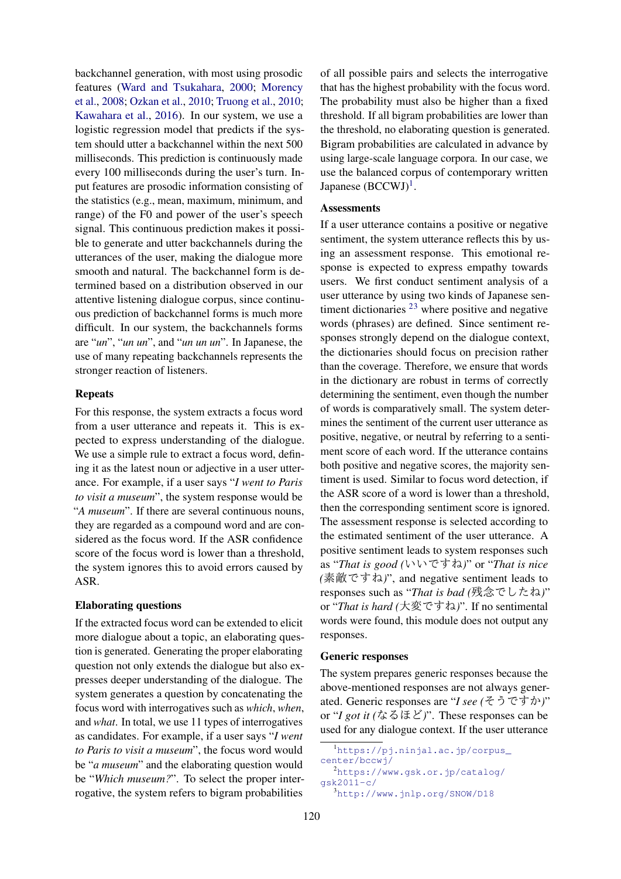backchannel generation, with most using prosodic features (Ward and Tsukahara, 2000; Morency et al., 2008; Ozkan et al., 2010; Truong et al., 2010; Kawahara et al., 2016). In our system, we use a logistic regression model that predicts if the system should utter a backchannel within the next 500 milliseconds. This prediction is continuously made every 100 milliseconds during the user's turn. Input features are prosodic information consisting of the statistics (e.g., mean, maximum, minimum, and range) of the F0 and power of the user's speech signal. This continuous prediction makes it possible to generate and utter backchannels during the utterances of the user, making the dialogue more smooth and natural. The backchannel form is determined based on a distribution observed in our attentive listening dialogue corpus, since continuous prediction of backchannel forms is much more difficult. In our system, the backchannels forms are "*un*", "*un un*", and "*un un un*". In Japanese, the use of many repeating backchannels represents the stronger reaction of listeners.

### Repeats

For this response, the system extracts a focus word from a user utterance and repeats it. This is expected to express understanding of the dialogue. We use a simple rule to extract a focus word, defining it as the latest noun or adjective in a user utterance. For example, if a user says "*I went to Paris to visit a museum*", the system response would be "*A museum*". If there are several continuous nouns, they are regarded as a compound word and are considered as the focus word. If the ASR confidence score of the focus word is lower than a threshold, the system ignores this to avoid errors caused by ASR.

### Elaborating questions

If the extracted focus word can be extended to elicit more dialogue about a topic, an elaborating question is generated. Generating the proper elaborating question not only extends the dialogue but also expresses deeper understanding of the dialogue. The system generates a question by concatenating the focus word with interrogatives such as *which*, *when*, and *what*. In total, we use 11 types of interrogatives as candidates. For example, if a user says "*I went to Paris to visit a museum*", the focus word would be "*a museum*" and the elaborating question would be "*Which museum?*". To select the proper interrogative, the system refers to bigram probabilities of all possible pairs and selects the interrogative that has the highest probability with the focus word. The probability must also be higher than a fixed threshold. If all bigram probabilities are lower than the threshold, no elaborating question is generated. Bigram probabilities are calculated in advance by using large-scale language corpora. In our case, we use the balanced corpus of contemporary written Japanese (BCCWJ)[1].

### Assessments

If a user utterance contains a positive or negative sentiment, the system utterance reflects this by using an assessment response. This emotional response is expected to express empathy towards users. We first conduct sentiment analysis of a user utterance by using two kinds of Japanese sentiment dictionaries [2][3] where positive and negative words (phrases) are defined. Since sentiment responses strongly depend on the dialogue context, the dictionaries should focus on precision rather than the coverage. Therefore, we ensure that words in the dictionary are robust in terms of correctly determining the sentiment, even though the number of words is comparatively small. The system determines the sentiment of the current user utterance as positive, negative, or neutral by referring to a sentiment score of each word. If the utterance contains both positive and negative scores, the majority sentiment is used. Similar to focus word detection, if the ASR score of a word is lower than a threshold, then the corresponding sentiment score is ignored. The assessment response is selected according to the estimated sentiment of the user utterance. A positive sentiment leads to system responses such as "*That is good (いいですね)*" or "*That is nice (素敵ですね)*", and negative sentiment leads to responses such as "*That is bad (残念でしたね)*" or "*That is hard (大変ですね)*". If no sentimental words were found, this module does not output any responses.

### Generic responses

The system prepares generic responses because the above-mentioned responses are not always generated. Generic responses are "*I see (そうですか)*" or "*I got it (なるほど)*". These responses can be used for any dialogue context. If the user utterance

[1] https://pj.ninjal.ac.jp/corpus_center/bccwj/

[2] https://www.gsk.or.jp/catalog/gsk2011-c/

[3] http://www.jnlp.org/SNOW/D18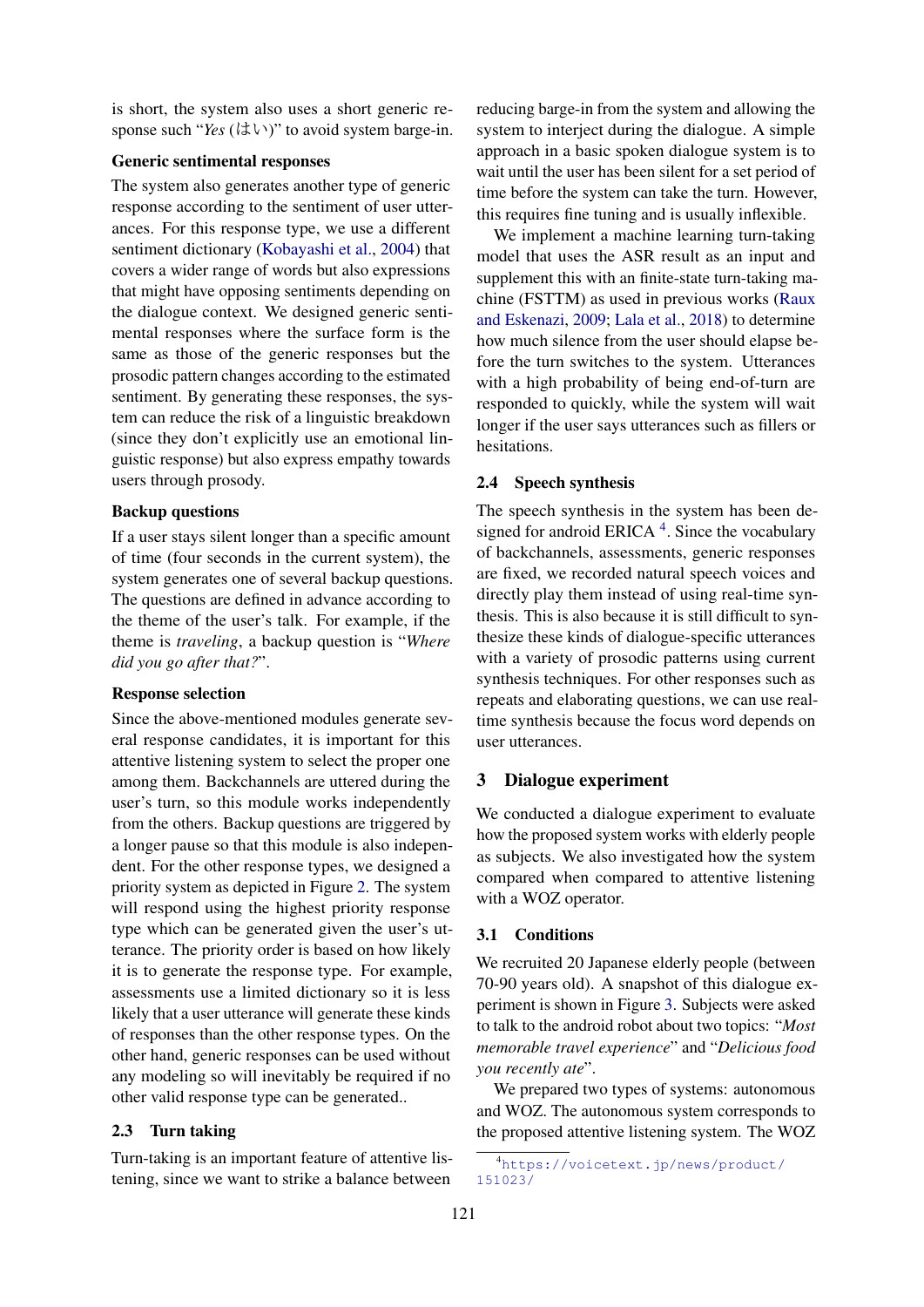is short, the system also uses a short generic response such "*Yes* (はい)" to avoid system barge-in.

**Generic sentimental responses**

The system also generates another type of generic response according to the sentiment of user utterances. For this response type, we use a different sentiment dictionary (Kobayashi et al., 2004) that covers a wider range of words but also expressions that might have opposing sentiments depending on the dialogue context. We designed generic sentimental responses where the surface form is the same as those of the generic responses but the prosodic pattern changes according to the estimated sentiment. By generating these responses, the system can reduce the risk of a linguistic breakdown (since they don't explicitly use an emotional linguistic response) but also express empathy towards users through prosody.

**Backup questions**

If a user stays silent longer than a specific amount of time (four seconds in the current system), the system generates one of several backup questions. The questions are defined in advance according to the theme of the user's talk. For example, if the theme is *traveling*, a backup question is "*Where did you go after that?*".

**Response selection**

Since the above-mentioned modules generate several response candidates, it is important for this attentive listening system to select the proper one among them. Backchannels are uttered during the user's turn, so this module works independently from the others. Backup questions are triggered by a longer pause so that this module is also independent. For the other response types, we designed a priority system as depicted in Figure 2. The system will respond using the highest priority response type which can be generated given the user's utterance. The priority order is based on how likely it is to generate the response type. For example, assessments use a limited dictionary so it is less likely that a user utterance will generate these kinds of responses than the other response types. On the other hand, generic responses can be used without any modeling so will inevitably be required if no other valid response type can be generated..

### 2.3 Turn taking

Turn-taking is an important feature of attentive listening, since we want to strike a balance between reducing barge-in from the system and allowing the system to interject during the dialogue. A simple approach in a basic spoken dialogue system is to wait until the user has been silent for a set period of time before the system can take the turn. However, this requires fine tuning and is usually inflexible.

We implement a machine learning turn-taking model that uses the ASR result as an input and supplement this with an finite-state turn-taking machine (FSTTM) as used in previous works (Raux and Eskenazi, 2009; Lala et al., 2018) to determine how much silence from the user should elapse before the turn switches to the system. Utterances with a high probability of being end-of-turn are responded to quickly, while the system will wait longer if the user says utterances such as fillers or hesitations.

### 2.4 Speech synthesis

The speech synthesis in the system has been designed for android ERICA [4]. Since the vocabulary of backchannels, assessments, generic responses are fixed, we recorded natural speech voices and directly play them instead of using real-time synthesis. This is also because it is still difficult to synthesize these kinds of dialogue-specific utterances with a variety of prosodic patterns using current synthesis techniques. For other responses such as repeats and elaborating questions, we can use real-time synthesis because the focus word depends on user utterances.

## 3 Dialogue experiment

We conducted a dialogue experiment to evaluate how the proposed system works with elderly people as subjects. We also investigated how the system compared when compared to attentive listening with a WOZ operator.

### 3.1 Conditions

We recruited 20 Japanese elderly people (between 70-90 years old). A snapshot of this dialogue experiment is shown in Figure 3. Subjects were asked to talk to the android robot about two topics: "*Most memorable travel experience*" and "*Delicious food you recently ate*".

We prepared two types of systems: autonomous and WOZ. The autonomous system corresponds to the proposed attentive listening system. The WOZ

[4] https://voicetext.jp/news/product/151023/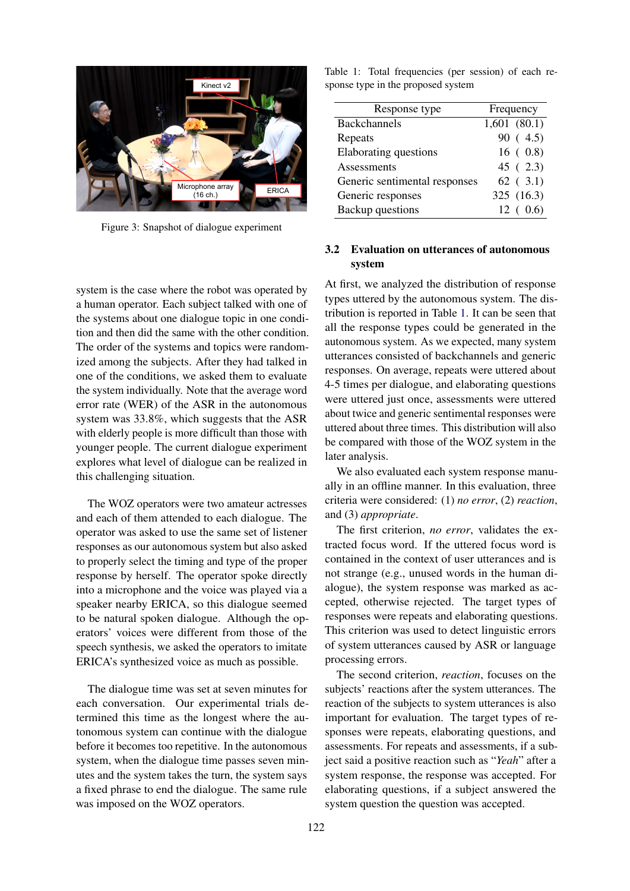Figure 3: Snapshot of dialogue experiment

system is the case where the robot was operated by a human operator. Each subject talked with one of the systems about one dialogue topic in one condition and then did the same with the other condition. The order of the systems and topics were randomized among the subjects. After they had talked in one of the conditions, we asked them to evaluate the system individually. Note that the average word error rate (WER) of the ASR in the autonomous system was 33.8%, which suggests that the ASR with elderly people is more difficult than those with younger people. The current dialogue experiment explores what level of dialogue can be realized in this challenging situation.

The WOZ operators were two amateur actresses and each of them attended to each dialogue. The operator was asked to use the same set of listener responses as our autonomous system but also asked to properly select the timing and type of the proper response by herself. The operator spoke directly into a microphone and the voice was played via a speaker nearby ERICA, so this dialogue seemed to be natural spoken dialogue. Although the operators' voices were different from those of the speech synthesis, we asked the operators to imitate ERICA's synthesized voice as much as possible.

The dialogue time was set at seven minutes for each conversation. Our experimental trials determined this time as the longest where the autonomous system can continue with the dialogue before it becomes too repetitive. In the autonomous system, when the dialogue time passes seven minutes and the system takes the turn, the system says a fixed phrase to end the dialogue. The same rule was imposed on the WOZ operators.

Table 1: Total frequencies (per session) of each response type in the proposed system

| Response type | Frequency |
|---|---|
| Backchannels | 1,601 (80.1) |
| Repeats | 90 ( 4.5) |
| Elaborating questions | 16 ( 0.8) |
| Assessments | 45 ( 2.3) |
| Generic sentimental responses | 62 ( 3.1) |
| Generic responses | 325 (16.3) |
| Backup questions | 12 ( 0.6) |

### 3.2 Evaluation on utterances of autonomous system

At first, we analyzed the distribution of response types uttered by the autonomous system. The distribution is reported in Table 1. It can be seen that all the response types could be generated in the autonomous system. As we expected, many system utterances consisted of backchannels and generic responses. On average, repeats were uttered about 4-5 times per dialogue, and elaborating questions were uttered just once, assessments were uttered about twice and generic sentimental responses were uttered about three times. This distribution will also be compared with those of the WOZ system in the later analysis.

We also evaluated each system response manually in an offline manner. In this evaluation, three criteria were considered: (1) *no error*, (2) *reaction*, and (3) *appropriate*.

The first criterion, *no error*, validates the extracted focus word. If the uttered focus word is contained in the context of user utterances and is not strange (e.g., unused words in the human dialogue), the system response was marked as accepted, otherwise rejected. The target types of responses were repeats and elaborating questions. This criterion was used to detect linguistic errors of system utterances caused by ASR or language processing errors.

The second criterion, *reaction*, focuses on the subjects' reactions after the system utterances. The reaction of the subjects to system utterances is also important for evaluation. The target types of responses were repeats, elaborating questions, and assessments. For repeats and assessments, if a subject said a positive reaction such as "*Yeah*" after a system response, the response was accepted. For elaborating questions, if a subject answered the system question the question was accepted.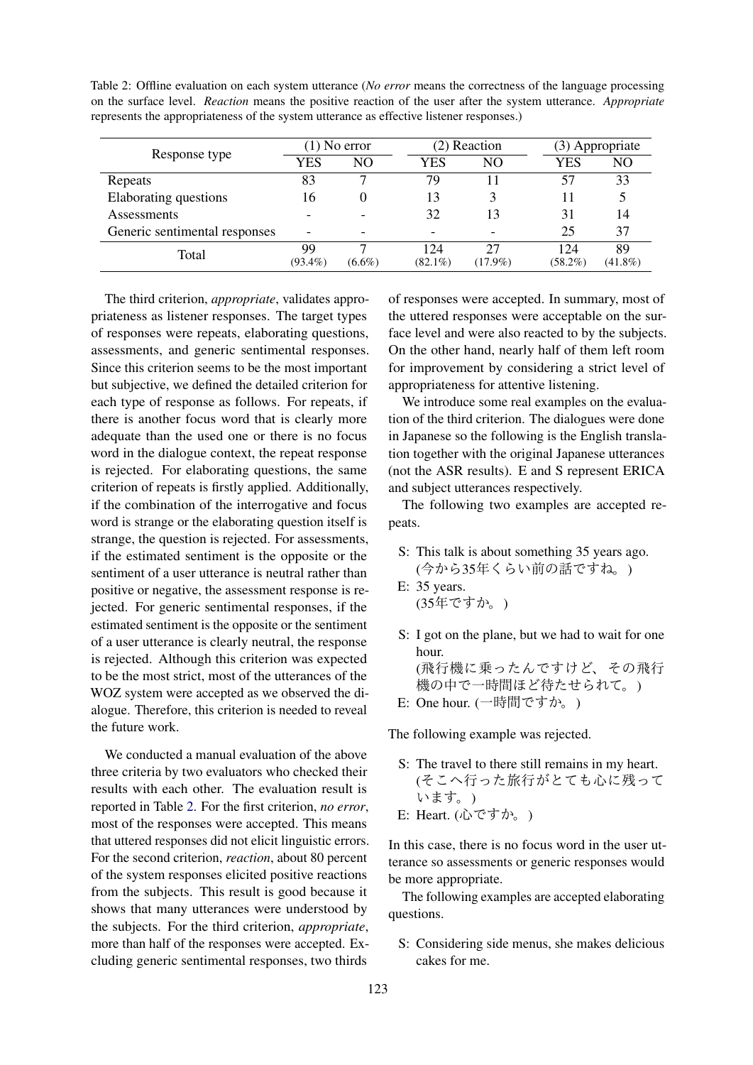Table 2: Offline evaluation on each system utterance (*No error* means the correctness of the language processing on the surface level. *Reaction* means the positive reaction of the user after the system utterance. *Appropriate* represents the appropriateness of the system utterance as effective listener responses.)

| Response type | (1) No error | | (2) Reaction | | (3) Appropriate | |
|---|---|---|---|---|---|---|
| | YES | NO | YES | NO | YES | NO |
| Repeats | 83 | 7 | 79 | 11 | 57 | 33 |
| Elaborating questions | 16 | 0 | 13 | 3 | 11 | 5 |
| Assessments | - | - | 32 | 13 | 31 | 14 |
| Generic sentimental responses | - | - | - | - | 25 | 37 |
| Total | 99 (93.4%) | 7 (6.6%) | 124 (82.1%) | 27 (17.9%) | 124 (58.2%) | 89 (41.8%) |

The third criterion, *appropriate*, validates appropriateness as listener responses. The target types of responses were repeats, elaborating questions, assessments, and generic sentimental responses. Since this criterion seems to be the most important but subjective, we defined the detailed criterion for each type of response as follows. For repeats, if there is another focus word that is clearly more adequate than the used one or there is no focus word in the dialogue context, the repeat response is rejected. For elaborating questions, the same criterion of repeats is firstly applied. Additionally, if the combination of the interrogative and focus word is strange or the elaborating question itself is strange, the question is rejected. For assessments, if the estimated sentiment is the opposite or the sentiment of a user utterance is neutral rather than positive or negative, the assessment response is rejected. For generic sentimental responses, if the estimated sentiment is the opposite or the sentiment of a user utterance is clearly neutral, the response is rejected. Although this criterion was expected to be the most strict, most of the utterances of the WOZ system were accepted as we observed the dialogue. Therefore, this criterion is needed to reveal the future work.

We conducted a manual evaluation of the above three criteria by two evaluators who checked their results with each other. The evaluation result is reported in Table 2. For the first criterion, *no error*, most of the responses were accepted. This means that uttered responses did not elicit linguistic errors. For the second criterion, *reaction*, about 80 percent of the system responses elicited positive reactions from the subjects. This result is good because it shows that many utterances were understood by the subjects. For the third criterion, *appropriate*, more than half of the responses were accepted. Excluding generic sentimental responses, two thirds of responses were accepted. In summary, most of the uttered responses were acceptable on the surface level and were also reacted to by the subjects. On the other hand, nearly half of them left room for improvement by considering a strict level of appropriateness for attentive listening.

We introduce some real examples on the evaluation of the third criterion. The dialogues were done in Japanese so the following is the English translation together with the original Japanese utterances (not the ASR results). E and S represent ERICA and subject utterances respectively.

The following two examples are accepted repeats.

S: This talk is about something 35 years ago. (今から35年くらい前の話ですね。)
E: 35 years. (35年ですか。)

S: I got on the plane, but we had to wait for one hour. (飛行機に乗ったんですけど、その飛行機の中で一時間ほど待たせられて。)
E: One hour. (一時間ですか。)

The following example was rejected.

S: The travel to there still remains in my heart. (そこへ行った旅行がとても心に残っています。)
E: Heart. (心ですか。)

In this case, there is no focus word in the user utterance so assessments or generic responses would be more appropriate.

The following examples are accepted elaborating questions.

S: Considering side menus, she makes delicious cakes for me.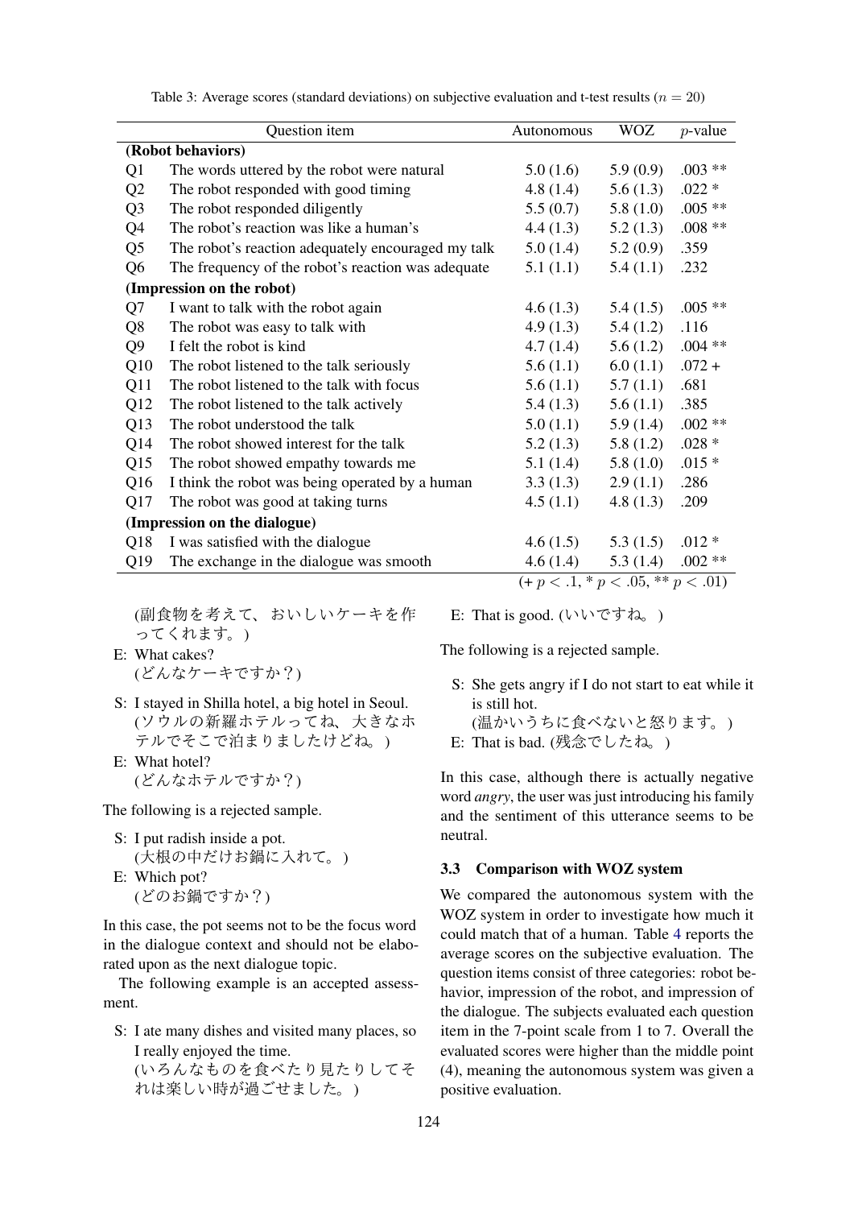Table 3: Average scores (standard deviations) on subjective evaluation and t-test results ($n = 20$)

| | Question item | Autonomous | WOZ | $p$-value |
|---|---|---|---|---|
| **(Robot behaviors)** | | | | |
| Q1 | The words uttered by the robot were natural | 5.0 (1.6) | 5.9 (0.9) | .003 ** |
| Q2 | The robot responded with good timing | 4.8 (1.4) | 5.6 (1.3) | .022 * |
| Q3 | The robot responded diligently | 5.5 (0.7) | 5.8 (1.0) | .005 ** |
| Q4 | The robot's reaction was like a human's | 4.4 (1.3) | 5.2 (1.3) | .008 ** |
| Q5 | The robot's reaction adequately encouraged my talk | 5.0 (1.4) | 5.2 (0.9) | .359 |
| Q6 | The frequency of the robot's reaction was adequate | 5.1 (1.1) | 5.4 (1.1) | .232 |
| **(Impression on the robot)** | | | | |
| Q7 | I want to talk with the robot again | 4.6 (1.3) | 5.4 (1.5) | .005 ** |
| Q8 | The robot was easy to talk with | 4.9 (1.3) | 5.4 (1.2) | .116 |
| Q9 | I felt the robot is kind | 4.7 (1.4) | 5.6 (1.2) | .004 ** |
| Q10 | The robot listened to the talk seriously | 5.6 (1.1) | 6.0 (1.1) | .072 + |
| Q11 | The robot listened to the talk with focus | 5.6 (1.1) | 5.7 (1.1) | .681 |
| Q12 | The robot listened to the talk actively | 5.4 (1.3) | 5.6 (1.1) | .385 |
| Q13 | The robot understood the talk | 5.0 (1.1) | 5.9 (1.4) | .002 ** |
| Q14 | The robot showed interest for the talk | 5.2 (1.3) | 5.8 (1.2) | .028 * |
| Q15 | The robot showed empathy towards me | 5.1 (1.4) | 5.8 (1.0) | .015 * |
| Q16 | I think the robot was being operated by a human | 3.3 (1.3) | 2.9 (1.1) | .286 |
| Q17 | The robot was good at taking turns | 4.5 (1.1) | 4.8 (1.3) | .209 |
| **(Impression on the dialogue)** | | | | |
| Q18 | I was satisfied with the dialogue | 4.6 (1.5) | 5.3 (1.5) | .012 * |
| Q19 | The exchange in the dialogue was smooth | 4.6 (1.4) | 5.3 (1.4) | .002 ** |

(+ $p < .1$, * $p < .05$, ** $p < .01$)

(副食物を考えて、おいしいケーキを作ってくれます。)

E: What cakes?
(どんなケーキですか？)

S: I stayed in Shilla hotel, a big hotel in Seoul.
(ソウルの新羅ホテルってね、大きなホテルでそこで泊まりましたけどね。)

E: What hotel?
(どんなホテルですか？)

The following is a rejected sample.

S: I put radish inside a pot.
(大根の中だけお鍋に入れて。)

E: Which pot?
(どのお鍋ですか？)

In this case, the pot seems not to be the focus word in the dialogue context and should not be elaborated upon as the next dialogue topic.

The following example is an accepted assessment.

S: I ate many dishes and visited many places, so I really enjoyed the time.
(いろんなものを食べたり見たりしてそれは楽しい時が過ごせました。)

E: That is good. (いいですね。)

The following is a rejected sample.

S: She gets angry if I do not start to eat while it is still hot.
(温かいうちに食べないと怒ります。)

E: That is bad. (残念でしたね。)

In this case, although there is actually negative word *angry*, the user was just introducing his family and the sentiment of this utterance seems to be neutral.

### 3.3 Comparison with WOZ system

We compared the autonomous system with the WOZ system in order to investigate how much it could match that of a human. Table 4 reports the average scores on the subjective evaluation. The question items consist of three categories: robot behavior, impression of the robot, and impression of the dialogue. The subjects evaluated each question item in the 7-point scale from 1 to 7. Overall the evaluated scores were higher than the middle point (4), meaning the autonomous system was given a positive evaluation.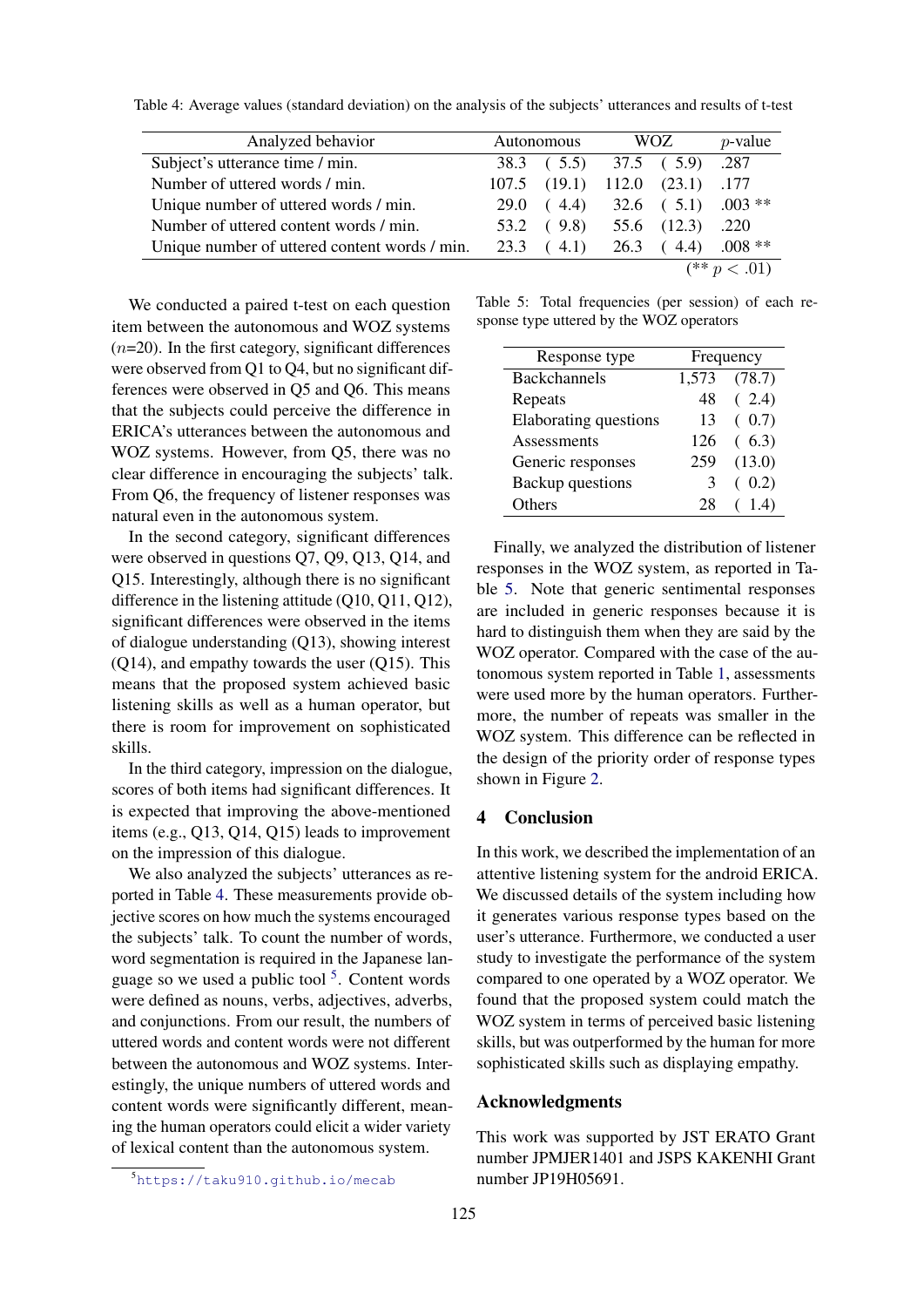Table 4: Average values (standard deviation) on the analysis of the subjects' utterances and results of t-test

| Analyzed behavior | Autonomous | WOZ | $p$-value |
|---|---|---|---|
| Subject's utterance time / min. | 38.3 ( 5.5) | 37.5 ( 5.9) | .287 |
| Number of uttered words / min. | 107.5 (19.1) | 112.0 (23.1) | .177 |
| Unique number of uttered words / min. | 29.0 ( 4.4) | 32.6 ( 5.1) | .003 ** |
| Number of uttered content words / min. | 53.2 ( 9.8) | 55.6 (12.3) | .220 |
| Unique number of uttered content words / min. | 23.3 ( 4.1) | 26.3 ( 4.4) | .008 ** |

(** $p < .01$)

We conducted a paired t-test on each question item between the autonomous and WOZ systems ($n$=20). In the first category, significant differences were observed from Q1 to Q4, but no significant differences were observed in Q5 and Q6. This means that the subjects could perceive the difference in ERICA's utterances between the autonomous and WOZ systems. However, from Q5, there was no clear difference in encouraging the subjects' talk. From Q6, the frequency of listener responses was natural even in the autonomous system.

In the second category, significant differences were observed in questions Q7, Q9, Q13, Q14, and Q15. Interestingly, although there is no significant difference in the listening attitude (Q10, Q11, Q12), significant differences were observed in the items of dialogue understanding (Q13), showing interest (Q14), and empathy towards the user (Q15). This means that the proposed system achieved basic listening skills as well as a human operator, but there is room for improvement on sophisticated skills.

In the third category, impression on the dialogue, scores of both items had significant differences. It is expected that improving the above-mentioned items (e.g., Q13, Q14, Q15) leads to improvement on the impression of this dialogue.

We also analyzed the subjects' utterances as reported in Table 4. These measurements provide objective scores on how much the systems encouraged the subjects' talk. To count the number of words, word segmentation is required in the Japanese language so we used a public tool [5]. Content words were defined as nouns, verbs, adjectives, adverbs, and conjunctions. From our result, the numbers of uttered words and content words were not different between the autonomous and WOZ systems. Interestingly, the unique numbers of uttered words and content words were significantly different, meaning the human operators could elicit a wider variety of lexical content than the autonomous system.

[5] https://taku910.github.io/mecab

Table 5: Total frequencies (per session) of each response type uttered by the WOZ operators

| Response type | Frequency |
|---|---|
| Backchannels | 1,573 (78.7) |
| Repeats | 48 ( 2.4) |
| Elaborating questions | 13 ( 0.7) |
| Assessments | 126 ( 6.3) |
| Generic responses | 259 (13.0) |
| Backup questions | 3 ( 0.2) |
| Others | 28 ( 1.4) |

Finally, we analyzed the distribution of listener responses in the WOZ system, as reported in Table 5. Note that generic sentimental responses are included in generic responses because it is hard to distinguish them when they are said by the WOZ operator. Compared with the case of the autonomous system reported in Table 1, assessments were used more by the human operators. Furthermore, the number of repeats was smaller in the WOZ system. This difference can be reflected in the design of the priority order of response types shown in Figure 2.

## 4 Conclusion

In this work, we described the implementation of an attentive listening system for the android ERICA. We discussed details of the system including how it generates various response types based on the user's utterance. Furthermore, we conducted a user study to investigate the performance of the system compared to one operated by a WOZ operator. We found that the proposed system could match the WOZ system in terms of perceived basic listening skills, but was outperformed by the human for more sophisticated skills such as displaying empathy.

## Acknowledgments

This work was supported by JST ERATO Grant number JPMJER1401 and JSPS KAKENHI Grant number JP19H05691.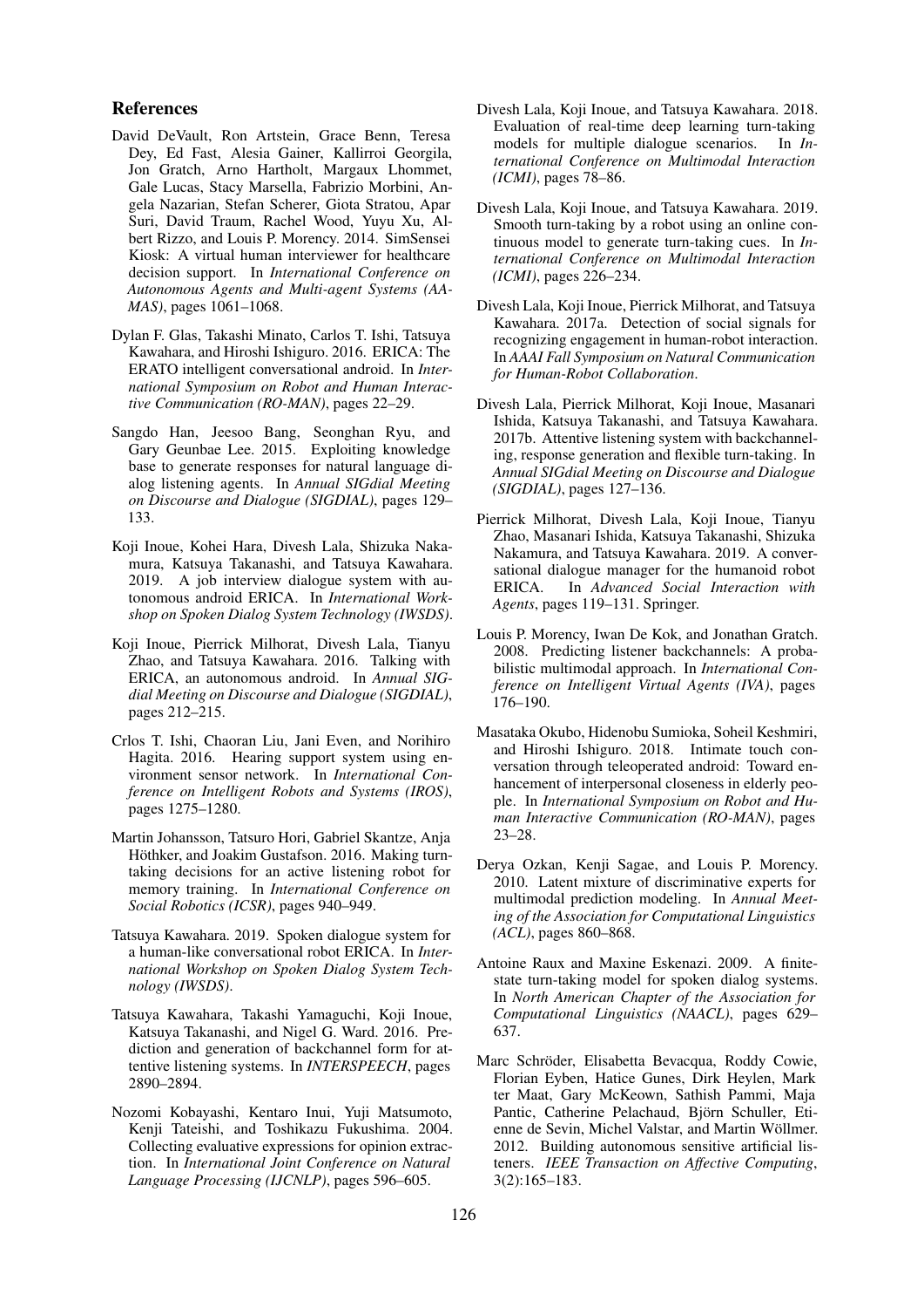## References

David DeVault, Ron Artstein, Grace Benn, Teresa Dey, Ed Fast, Alesia Gainer, Kallirroi Georgila, Jon Gratch, Arno Hartholt, Margaux Lhommet, Gale Lucas, Stacy Marsella, Fabrizio Morbini, Angela Nazarian, Stefan Scherer, Giota Stratou, Apar Suri, David Traum, Rachel Wood, Yuyu Xu, Albert Rizzo, and Louis P. Morency. 2014. SimSensei Kiosk: A virtual human interviewer for healthcare decision support. In *International Conference on Autonomous Agents and Multi-agent Systems (AAMAS)*, pages 1061–1068.

Dylan F. Glas, Takashi Minato, Carlos T. Ishi, Tatsuya Kawahara, and Hiroshi Ishiguro. 2016. ERICA: The ERATO intelligent conversational android. In *International Symposium on Robot and Human Interactive Communication (RO-MAN)*, pages 22–29.

Sangdo Han, Jeesoo Bang, Seonghan Ryu, and Gary Geunbae Lee. 2015. Exploiting knowledge base to generate responses for natural language dialog listening agents. In *Annual SIGdial Meeting on Discourse and Dialogue (SIGDIAL)*, pages 129–133.

Koji Inoue, Kohei Hara, Divesh Lala, Shizuka Nakamura, Katsuya Takanashi, and Tatsuya Kawahara. 2019. A job interview dialogue system with autonomous android ERICA. In *International Workshop on Spoken Dialog System Technology (IWSDS)*.

Koji Inoue, Pierrick Milhorat, Divesh Lala, Tianyu Zhao, and Tatsuya Kawahara. 2016. Talking with ERICA, an autonomous android. In *Annual SIGdial Meeting on Discourse and Dialogue (SIGDIAL)*, pages 212–215.

Crlos T. Ishi, Chaoran Liu, Jani Even, and Norihiro Hagita. 2016. Hearing support system using environment sensor network. In *International Conference on Intelligent Robots and Systems (IROS)*, pages 1275–1280.

Martin Johansson, Tatsuro Hori, Gabriel Skantze, Anja Höthker, and Joakim Gustafson. 2016. Making turn-taking decisions for an active listening robot for memory training. In *International Conference on Social Robotics (ICSR)*, pages 940–949.

Tatsuya Kawahara. 2019. Spoken dialogue system for a human-like conversational robot ERICA. In *International Workshop on Spoken Dialog System Technology (IWSDS)*.

Tatsuya Kawahara, Takashi Yamaguchi, Koji Inoue, Katsuya Takanashi, and Nigel G. Ward. 2016. Prediction and generation of backchannel form for attentive listening systems. In *INTERSPEECH*, pages 2890–2894.

Nozomi Kobayashi, Kentaro Inui, Yuji Matsumoto, Kenji Tateishi, and Toshikazu Fukushima. 2004. Collecting evaluative expressions for opinion extraction. In *International Joint Conference on Natural Language Processing (IJCNLP)*, pages 596–605.

Divesh Lala, Koji Inoue, and Tatsuya Kawahara. 2018. Evaluation of real-time deep learning turn-taking models for multiple dialogue scenarios. In *International Conference on Multimodal Interaction (ICMI)*, pages 78–86.

Divesh Lala, Koji Inoue, and Tatsuya Kawahara. 2019. Smooth turn-taking by a robot using an online continuous model to generate turn-taking cues. In *International Conference on Multimodal Interaction (ICMI)*, pages 226–234.

Divesh Lala, Koji Inoue, Pierrick Milhorat, and Tatsuya Kawahara. 2017a. Detection of social signals for recognizing engagement in human-robot interaction. In *AAAI Fall Symposium on Natural Communication for Human-Robot Collaboration*.

Divesh Lala, Pierrick Milhorat, Koji Inoue, Masanari Ishida, Katsuya Takanashi, and Tatsuya Kawahara. 2017b. Attentive listening system with backchanneling, response generation and flexible turn-taking. In *Annual SIGdial Meeting on Discourse and Dialogue (SIGDIAL)*, pages 127–136.

Pierrick Milhorat, Divesh Lala, Koji Inoue, Tianyu Zhao, Masanari Ishida, Katsuya Takanashi, Shizuka Nakamura, and Tatsuya Kawahara. 2019. A conversational dialogue manager for the humanoid robot ERICA. In *Advanced Social Interaction with Agents*, pages 119–131. Springer.

Louis P. Morency, Iwan De Kok, and Jonathan Gratch. 2008. Predicting listener backchannels: A probabilistic multimodal approach. In *International Conference on Intelligent Virtual Agents (IVA)*, pages 176–190.

Masataka Okubo, Hidenobu Sumioka, Soheil Keshmiri, and Hiroshi Ishiguro. 2018. Intimate touch conversation through teleoperated android: Toward enhancement of interpersonal closeness in elderly people. In *International Symposium on Robot and Human Interactive Communication (RO-MAN)*, pages 23–28.

Derya Ozkan, Kenji Sagae, and Louis P. Morency. 2010. Latent mixture of discriminative experts for multimodal prediction modeling. In *Annual Meeting of the Association for Computational Linguistics (ACL)*, pages 860–868.

Antoine Raux and Maxine Eskenazi. 2009. A finite-state turn-taking model for spoken dialog systems. In *North American Chapter of the Association for Computational Linguistics (NAACL)*, pages 629–637.

Marc Schröder, Elisabetta Bevacqua, Roddy Cowie, Florian Eyben, Hatice Gunes, Dirk Heylen, Mark ter Maat, Gary McKeown, Sathish Pammi, Maja Pantic, Catherine Pelachaud, Björn Schuller, Etienne de Sevin, Michel Valstar, and Martin Wöllmer. 2012. Building autonomous sensitive artificial listeners. *IEEE Transaction on Affective Computing*, 3(2):165–183.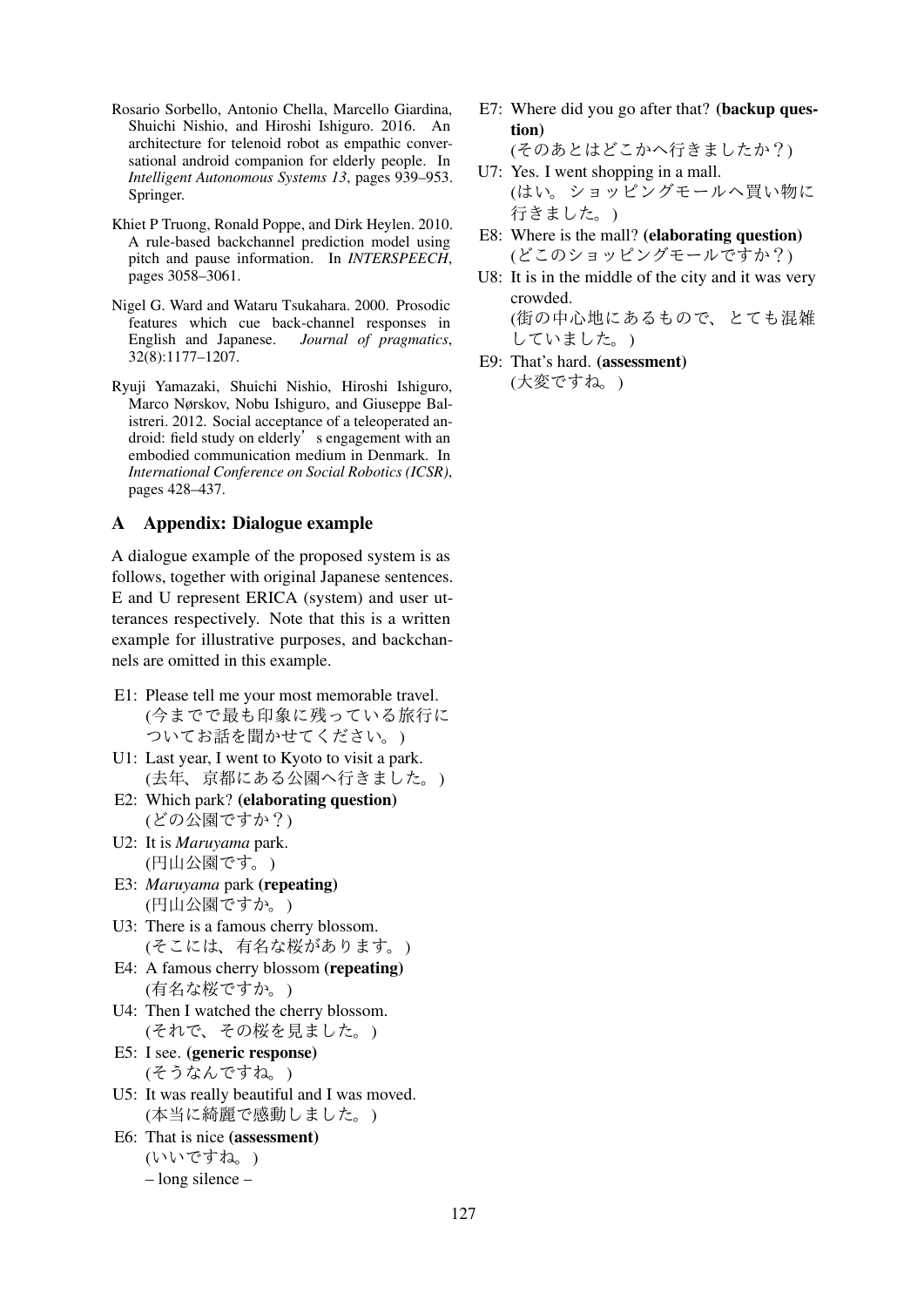Rosario Sorbello, Antonio Chella, Marcello Giardina, Shuichi Nishio, and Hiroshi Ishiguro. 2016. An architecture for telenoid robot as empathic conversational android companion for elderly people. In *Intelligent Autonomous Systems 13*, pages 939–953. Springer.

Khiet P Truong, Ronald Poppe, and Dirk Heylen. 2010. A rule-based backchannel prediction model using pitch and pause information. In *INTERSPEECH*, pages 3058–3061.

Nigel G. Ward and Wataru Tsukahara. 2000. Prosodic features which cue back-channel responses in English and Japanese. *Journal of pragmatics*, 32(8):1177–1207.

Ryuji Yamazaki, Shuichi Nishio, Hiroshi Ishiguro, Marco Nørskov, Nobu Ishiguro, and Giuseppe Balistreri. 2012. Social acceptance of a teleoperated android: field study on elderly' s engagement with an embodied communication medium in Denmark. In *International Conference on Social Robotics (ICSR)*, pages 428–437.

## A Appendix: Dialogue example

A dialogue example of the proposed system is as follows, together with original Japanese sentences. E and U represent ERICA (system) and user utterances respectively. Note that this is a written example for illustrative purposes, and backchannels are omitted in this example.

E1: Please tell me your most memorable travel.
(今までで最も印象に残っている旅行についてお話を聞かせてください。)

U1: Last year, I went to Kyoto to visit a park.
(去年、京都にある公園へ行きました。)

E2: Which park? **(elaborating question)**
(どの公園ですか？)

U2: It is *Maruyama* park.
(円山公園です。)

E3: *Maruyama* park **(repeating)**
(円山公園ですか。)

U3: There is a famous cherry blossom.
(そこには、有名な桜があります。)

E4: A famous cherry blossom **(repeating)**
(有名な桜ですか。)

U4: Then I watched the cherry blossom.
(それで、その桜を見ました。)

E5: I see. **(generic response)**
(そうなんですね。)

U5: It was really beautiful and I was moved.
(本当に綺麗で感動しました。)

E6: That is nice **(assessment)**
(いいですね。)
– long silence –

E7: Where did you go after that? **(backup question)**
(そのあとはどこかへ行きましたか？)

U7: Yes. I went shopping in a mall.
(はい。ショッピングモールへ買い物に行きました。)

E8: Where is the mall? **(elaborating question)**
(どこのショッピングモールですか？)

U8: It is in the middle of the city and it was very crowded.
(街の中心地にあるもので、とても混雑していました。)

E9: That's hard. **(assessment)**
(大変ですね。)